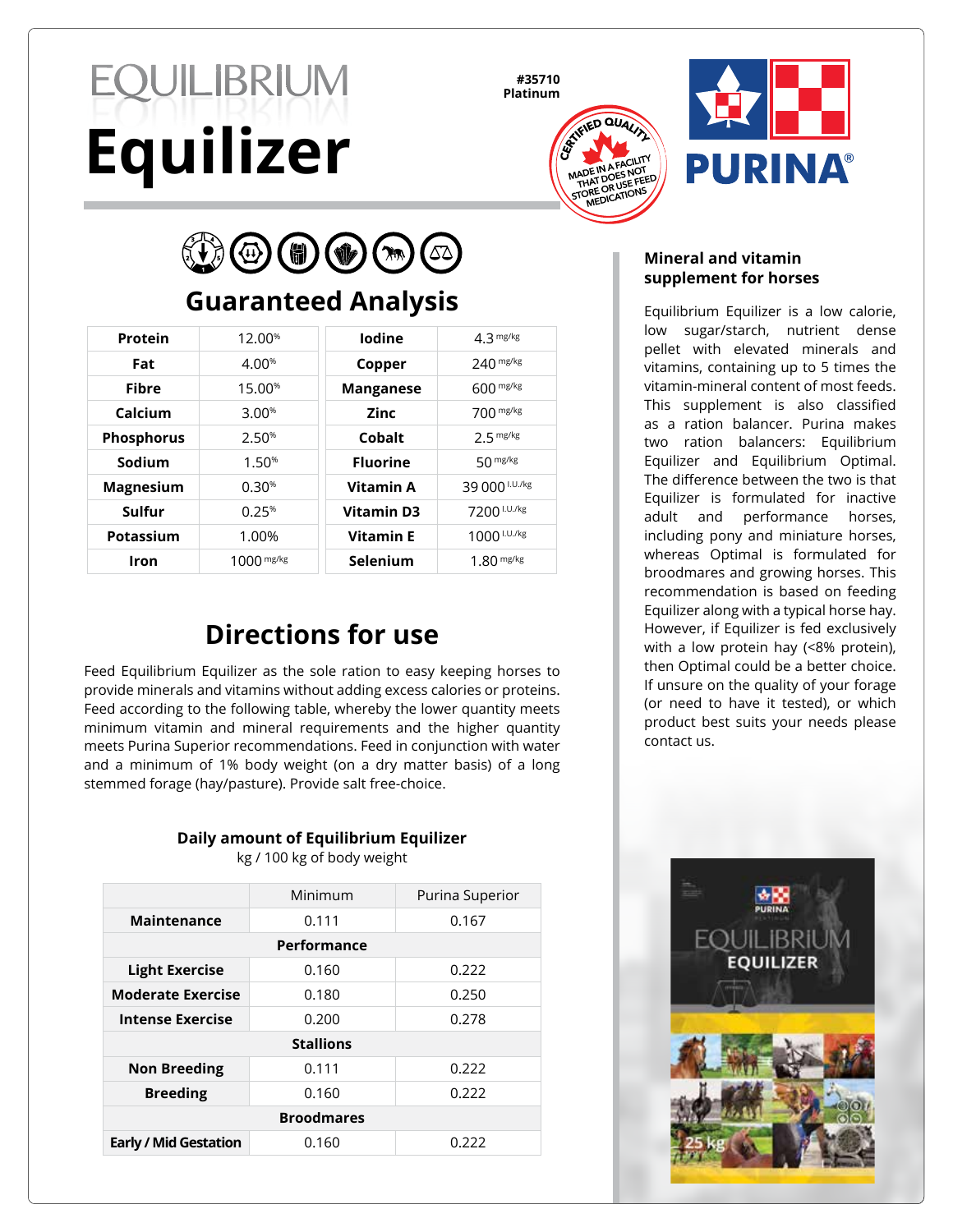# EQUILIBRIUM Equilizer

#35710
Platinum

CERTIFIED QUALITY
MADE IN A FACILITY THAT DOES NOT STORE OR USE FEED MEDICATIONS

PURINA®

## Guaranteed Analysis

| | | | |
|---|---|---|---|
| **Protein** | 12.00% | **Iodine** | 4.3 mg/kg |
| **Fat** | 4.00% | **Copper** | 240 mg/kg |
| **Fibre** | 15.00% | **Manganese** | 600 mg/kg |
| **Calcium** | 3.00% | **Zinc** | 700 mg/kg |
| **Phosphorus** | 2.50% | **Cobalt** | 2.5 mg/kg |
| **Sodium** | 1.50% | **Fluorine** | 50 mg/kg |
| **Magnesium** | 0.30% | **Vitamin A** | 39 000 I.U./kg |
| **Sulfur** | 0.25% | **Vitamin D3** | 7200 I.U./kg |
| **Potassium** | 1.00% | **Vitamin E** | 1000 I.U./kg |
| **Iron** | 1000 mg/kg | **Selenium** | 1.80 mg/kg |

## Directions for use

Feed Equilibrium Equilizer as the sole ration to easy keeping horses to provide minerals and vitamins without adding excess calories or proteins. Feed according to the following table, whereby the lower quantity meets minimum vitamin and mineral requirements and the higher quantity meets Purina Superior recommendations. Feed in conjunction with water and a minimum of 1% body weight (on a dry matter basis) of a long stemmed forage (hay/pasture). Provide salt free-choice.

**Daily amount of Equilibrium Equilizer**
kg / 100 kg of body weight

| | Minimum | Purina Superior |
|---|---|---|
| **Maintenance** | 0.111 | 0.167 |
| **Performance** | | |
| **Light Exercise** | 0.160 | 0.222 |
| **Moderate Exercise** | 0.180 | 0.250 |
| **Intense Exercise** | 0.200 | 0.278 |
| **Stallions** | | |
| **Non Breeding** | 0.111 | 0.222 |
| **Breeding** | 0.160 | 0.222 |
| **Broodmares** | | |
| **Early / Mid Gestation** | 0.160 | 0.222 |

### Mineral and vitamin supplement for horses

Equilibrium Equilizer is a low calorie, low sugar/starch, nutrient dense pellet with elevated minerals and vitamins, containing up to 5 times the vitamin-mineral content of most feeds. This supplement is also classified as a ration balancer. Purina makes two ration balancers: Equilibrium Equilizer and Equilibrium Optimal. The difference between the two is that Equilizer is formulated for inactive adult and performance horses, including pony and miniature horses, whereas Optimal is formulated for broodmares and growing horses. This recommendation is based on feeding Equilizer along with a typical horse hay. However, if Equilizer is fed exclusively with a low protein hay (<8% protein), then Optimal could be a better choice. If unsure on the quality of your forage (or need to have it tested), or which product best suits your needs please contact us.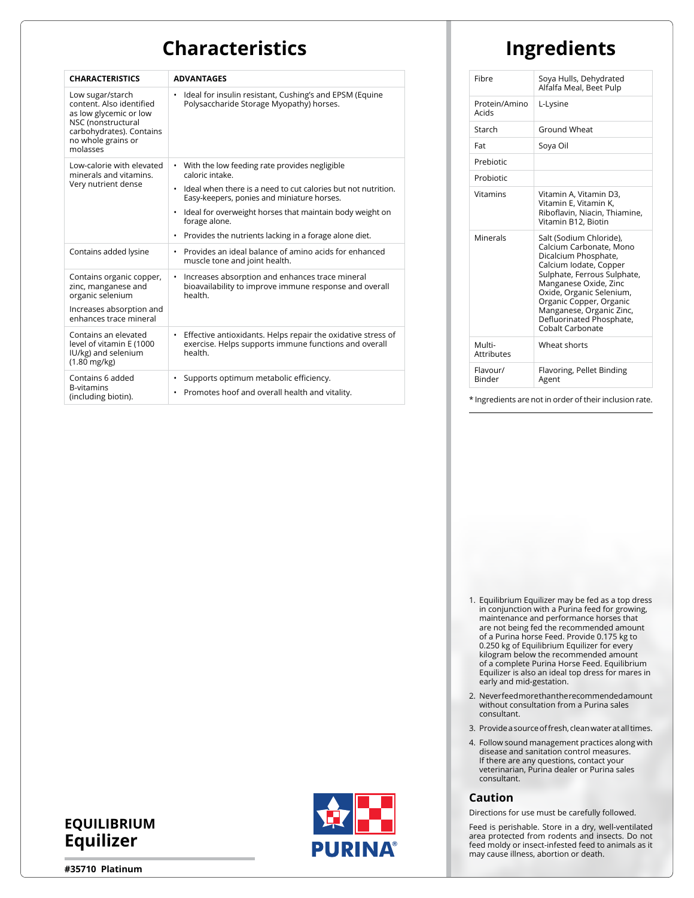# Characteristics

| CHARACTERISTICS | ADVANTAGES |
|---|---|
| Low sugar/starch content. Also identified as low glycemic or low NSC (nonstructural carbohydrates). Contains no whole grains or molasses | • Ideal for insulin resistant, Cushing's and EPSM (Equine Polysaccharide Storage Myopathy) horses. |
| Low-calorie with elevated minerals and vitamins. Very nutrient dense | • With the low feeding rate provides negligible caloric intake. • Ideal when there is a need to cut calories but not nutrition. Easy-keepers, ponies and miniature horses. • Ideal for overweight horses that maintain body weight on forage alone. • Provides the nutrients lacking in a forage alone diet. |
| Contains added lysine | • Provides an ideal balance of amino acids for enhanced muscle tone and joint health. |
| Contains organic copper, zinc, manganese and organic selenium. Increases absorption and enhances trace mineral | • Increases absorption and enhances trace mineral bioavailability to improve immune response and overall health. |
| Contains an elevated level of vitamin E (1000 IU/kg) and selenium (1.80 mg/kg) | • Effective antioxidants. Helps repair the oxidative stress of exercise. Helps supports immune functions and overall health. |
| Contains 6 added B-vitamins (including biotin). | • Supports optimum metabolic efficiency. • Promotes hoof and overall health and vitality. |

# Ingredients

| | |
|---|---|
| Fibre | Soya Hulls, Dehydrated Alfalfa Meal, Beet Pulp |
| Protein/Amino Acids | L-Lysine |
| Starch | Ground Wheat |
| Fat | Soya Oil |
| Prebiotic | |
| Probiotic | |
| Vitamins | Vitamin A, Vitamin D3, Vitamin E, Vitamin K, Riboflavin, Niacin, Thiamine, Vitamin B12, Biotin |
| Minerals | Salt (Sodium Chloride), Calcium Carbonate, Mono Dicalcium Phosphate, Calcium Iodate, Copper Sulphate, Ferrous Sulphate, Manganese Oxide, Zinc Oxide, Organic Selenium, Organic Copper, Organic Manganese, Organic Zinc, Defluorinated Phosphate, Cobalt Carbonate |
| Multi-Attributes | Wheat shorts |
| Flavour/ Binder | Flavoring, Pellet Binding Agent |

* Ingredients are not in order of their inclusion rate.

1. Equilibrium Equilizer may be fed as a top dress in conjunction with a Purina feed for growing, maintenance and performance horses that are not being fed the recommended amount of a Purina horse Feed. Provide 0.175 kg to 0.250 kg of Equilibrium Equilizer for every kilogram below the recommended amount of a complete Purina Horse Feed. Equilibrium Equilizer is also an ideal top dress for mares in early and mid-gestation.
2. Never feed more than the recommended amount without consultation from a Purina sales consultant.
3. Provide a source of fresh, clean water at all times.
4. Follow sound management practices along with disease and sanitation control measures. If there are any questions, contact your veterinarian, Purina dealer or Purina sales consultant.

## Caution

Directions for use must be carefully followed.

Feed is perishable. Store in a dry, well-ventilated area protected from rodents and insects. Do not feed moldy or insect-infested feed to animals as it may cause illness, abortion or death.

**EQUILIBRIUM**
**Equilizer**

PURINA®

**#35710 Platinum**